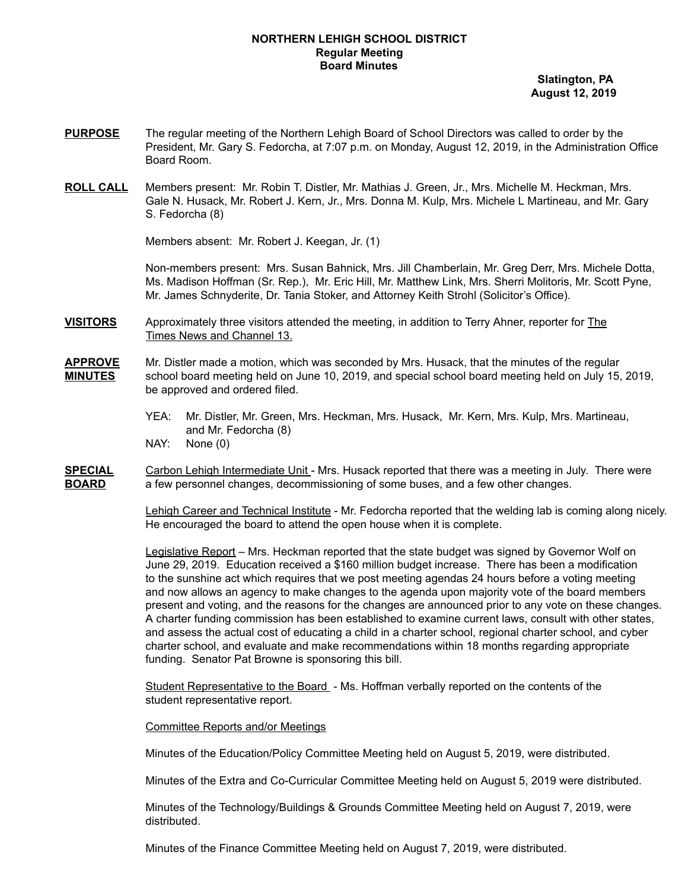**NORTHERN LEHIGH SCHOOL DISTRICT**
**Regular Meeting**
**Board Minutes**

**Slatington, PA**
**August 12, 2019**

**PURPOSE** The regular meeting of the Northern Lehigh Board of School Directors was called to order by the President, Mr. Gary S. Fedorcha, at 7:07 p.m. on Monday, August 12, 2019, in the Administration Office Board Room.

**ROLL CALL** Members present: Mr. Robin T. Distler, Mr. Mathias J. Green, Jr., Mrs. Michelle M. Heckman, Mrs. Gale N. Husack, Mr. Robert J. Kern, Jr., Mrs. Donna M. Kulp, Mrs. Michele L Martineau, and Mr. Gary S. Fedorcha (8)

Members absent: Mr. Robert J. Keegan, Jr. (1)

Non-members present: Mrs. Susan Bahnick, Mrs. Jill Chamberlain, Mr. Greg Derr, Mrs. Michele Dotta, Ms. Madison Hoffman (Sr. Rep.), Mr. Eric Hill, Mr. Matthew Link, Mrs. Sherri Molitoris, Mr. Scott Pyne, Mr. James Schnyderite, Dr. Tania Stoker, and Attorney Keith Strohl (Solicitor's Office).

**VISITORS** Approximately three visitors attended the meeting, in addition to Terry Ahner, reporter for The Times News and Channel 13.

**APPROVE MINUTES** Mr. Distler made a motion, which was seconded by Mrs. Husack, that the minutes of the regular school board meeting held on June 10, 2019, and special school board meeting held on July 15, 2019, be approved and ordered filed.

YEA: Mr. Distler, Mr. Green, Mrs. Heckman, Mrs. Husack, Mr. Kern, Mrs. Kulp, Mrs. Martineau, and Mr. Fedorcha (8)
NAY: None (0)

**SPECIAL BOARD** Carbon Lehigh Intermediate Unit - Mrs. Husack reported that there was a meeting in July. There were a few personnel changes, decommissioning of some buses, and a few other changes.

Lehigh Career and Technical Institute - Mr. Fedorcha reported that the welding lab is coming along nicely. He encouraged the board to attend the open house when it is complete.

Legislative Report – Mrs. Heckman reported that the state budget was signed by Governor Wolf on June 29, 2019. Education received a $160 million budget increase. There has been a modification to the sunshine act which requires that we post meeting agendas 24 hours before a voting meeting and now allows an agency to make changes to the agenda upon majority vote of the board members present and voting, and the reasons for the changes are announced prior to any vote on these changes. A charter funding commission has been established to examine current laws, consult with other states, and assess the actual cost of educating a child in a charter school, regional charter school, and cyber charter school, and evaluate and make recommendations within 18 months regarding appropriate funding. Senator Pat Browne is sponsoring this bill.

Student Representative to the Board - Ms. Hoffman verbally reported on the contents of the student representative report.

Committee Reports and/or Meetings

Minutes of the Education/Policy Committee Meeting held on August 5, 2019, were distributed.

Minutes of the Extra and Co-Curricular Committee Meeting held on August 5, 2019 were distributed.

Minutes of the Technology/Buildings & Grounds Committee Meeting held on August 7, 2019, were distributed.

Minutes of the Finance Committee Meeting held on August 7, 2019, were distributed.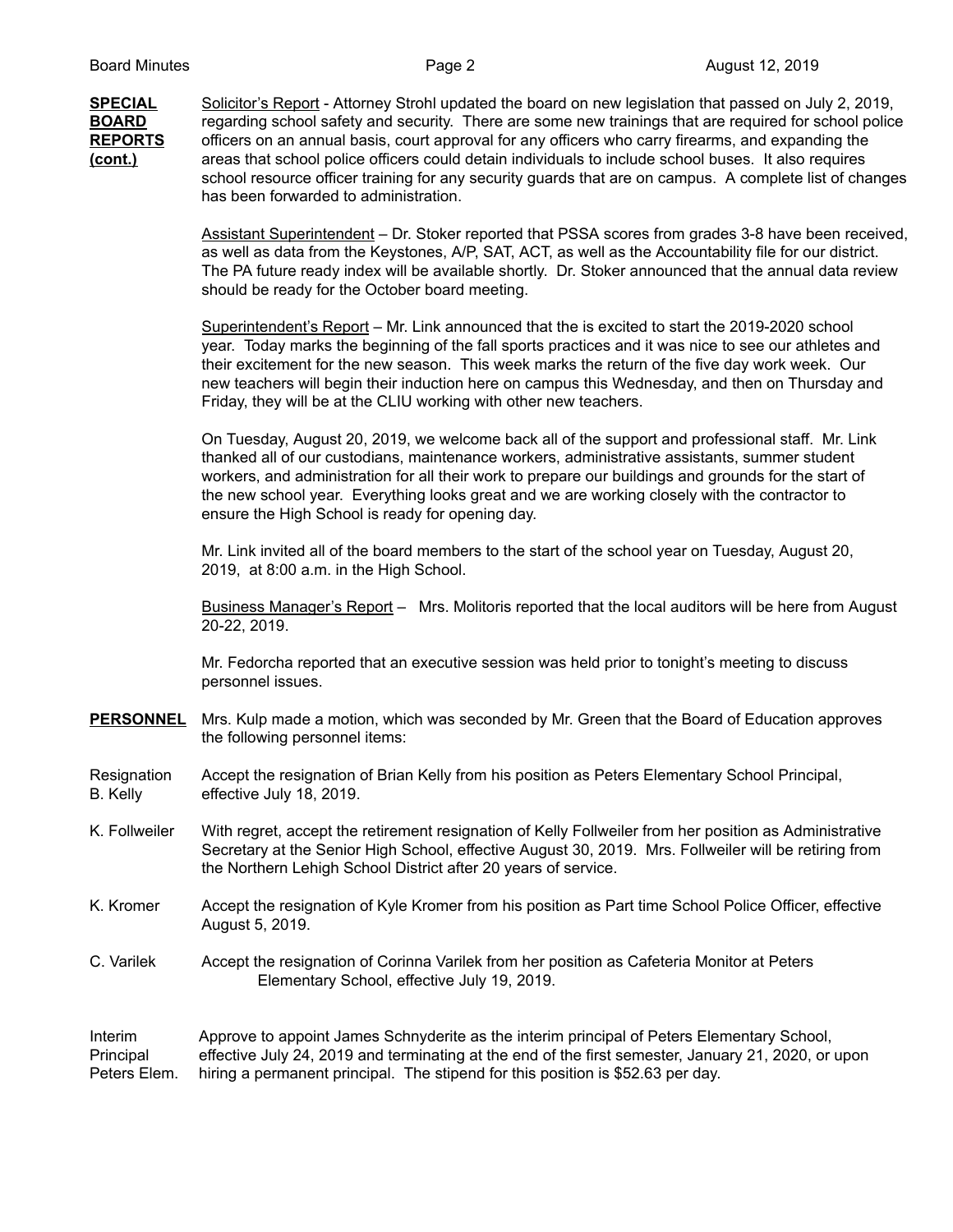**SPECIAL BOARD REPORTS (cont.)**

Solicitor's Report - Attorney Strohl updated the board on new legislation that passed on July 2, 2019, regarding school safety and security. There are some new trainings that are required for school police officers on an annual basis, court approval for any officers who carry firearms, and expanding the areas that school police officers could detain individuals to include school buses. It also requires school resource officer training for any security guards that are on campus. A complete list of changes has been forwarded to administration.

Assistant Superintendent – Dr. Stoker reported that PSSA scores from grades 3-8 have been received, as well as data from the Keystones, A/P, SAT, ACT, as well as the Accountability file for our district. The PA future ready index will be available shortly. Dr. Stoker announced that the annual data review should be ready for the October board meeting.

Superintendent's Report – Mr. Link announced that the is excited to start the 2019-2020 school year. Today marks the beginning of the fall sports practices and it was nice to see our athletes and their excitement for the new season. This week marks the return of the five day work week. Our new teachers will begin their induction here on campus this Wednesday, and then on Thursday and Friday, they will be at the CLIU working with other new teachers.

On Tuesday, August 20, 2019, we welcome back all of the support and professional staff. Mr. Link thanked all of our custodians, maintenance workers, administrative assistants, summer student workers, and administration for all their work to prepare our buildings and grounds for the start of the new school year. Everything looks great and we are working closely with the contractor to ensure the High School is ready for opening day.

Mr. Link invited all of the board members to the start of the school year on Tuesday, August 20, 2019, at 8:00 a.m. in the High School.

Business Manager's Report – Mrs. Molitoris reported that the local auditors will be here from August 20-22, 2019.

Mr. Fedorcha reported that an executive session was held prior to tonight's meeting to discuss personnel issues.

**PERSONNEL**

Mrs. Kulp made a motion, which was seconded by Mr. Green that the Board of Education approves the following personnel items:

Resignation B. Kelly — Accept the resignation of Brian Kelly from his position as Peters Elementary School Principal, effective July 18, 2019.

K. Follweiler — With regret, accept the retirement resignation of Kelly Follweiler from her position as Administrative Secretary at the Senior High School, effective August 30, 2019. Mrs. Follweiler will be retiring from the Northern Lehigh School District after 20 years of service.

K. Kromer — Accept the resignation of Kyle Kromer from his position as Part time School Police Officer, effective August 5, 2019.

C. Varilek — Accept the resignation of Corinna Varilek from her position as Cafeteria Monitor at Peters Elementary School, effective July 19, 2019.

Interim Principal Peters Elem. — Approve to appoint James Schnyderite as the interim principal of Peters Elementary School, effective July 24, 2019 and terminating at the end of the first semester, January 21, 2020, or upon hiring a permanent principal. The stipend for this position is $52.63 per day.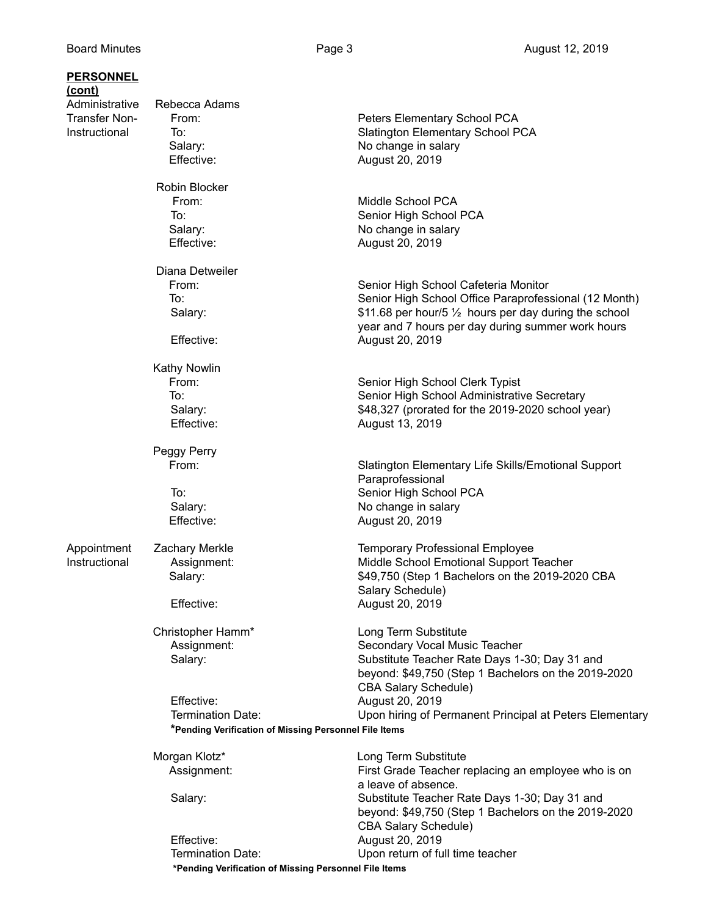**PERSONNEL (cont)**

**Administrative Transfer Non-Instructional**

Rebecca Adams

- From: Peters Elementary School PCA
- To: Slatington Elementary School PCA
- Salary: No change in salary
- Effective: August 20, 2019

Robin Blocker

- From: Middle School PCA
- To: Senior High School PCA
- Salary: No change in salary
- Effective: August 20, 2019

Diana Detweiler

- From: Senior High School Cafeteria Monitor
- To: Senior High School Office Paraprofessional (12 Month)
- Salary: $11.68 per hour/5 ½ hours per day during the school year and 7 hours per day during summer work hours
- Effective: August 20, 2019

Kathy Nowlin

- From: Senior High School Clerk Typist
- To: Senior High School Administrative Secretary
- Salary: $48,327 (prorated for the 2019-2020 school year)
- Effective: August 13, 2019

Peggy Perry

- From: Slatington Elementary Life Skills/Emotional Support Paraprofessional
- To: Senior High School PCA
- Salary: No change in salary
- Effective: August 20, 2019

**Appointment Instructional**

Zachary Merkle — Temporary Professional Employee

- Assignment: Middle School Emotional Support Teacher
- Salary: $49,750 (Step 1 Bachelors on the 2019-2020 CBA Salary Schedule)
- Effective: August 20, 2019

Christopher Hamm* — Long Term Substitute

- Assignment: Secondary Vocal Music Teacher
- Salary: Substitute Teacher Rate Days 1-30; Day 31 and beyond: $49,750 (Step 1 Bachelors on the 2019-2020 CBA Salary Schedule)
- Effective: August 20, 2019
- Termination Date: Upon hiring of Permanent Principal at Peters Elementary

**\*Pending Verification of Missing Personnel File Items**

Morgan Klotz* — Long Term Substitute

- Assignment: First Grade Teacher replacing an employee who is on a leave of absence.
- Salary: Substitute Teacher Rate Days 1-30; Day 31 and beyond: $49,750 (Step 1 Bachelors on the 2019-2020 CBA Salary Schedule)
- Effective: August 20, 2019
- Termination Date: Upon return of full time teacher

**\*Pending Verification of Missing Personnel File Items**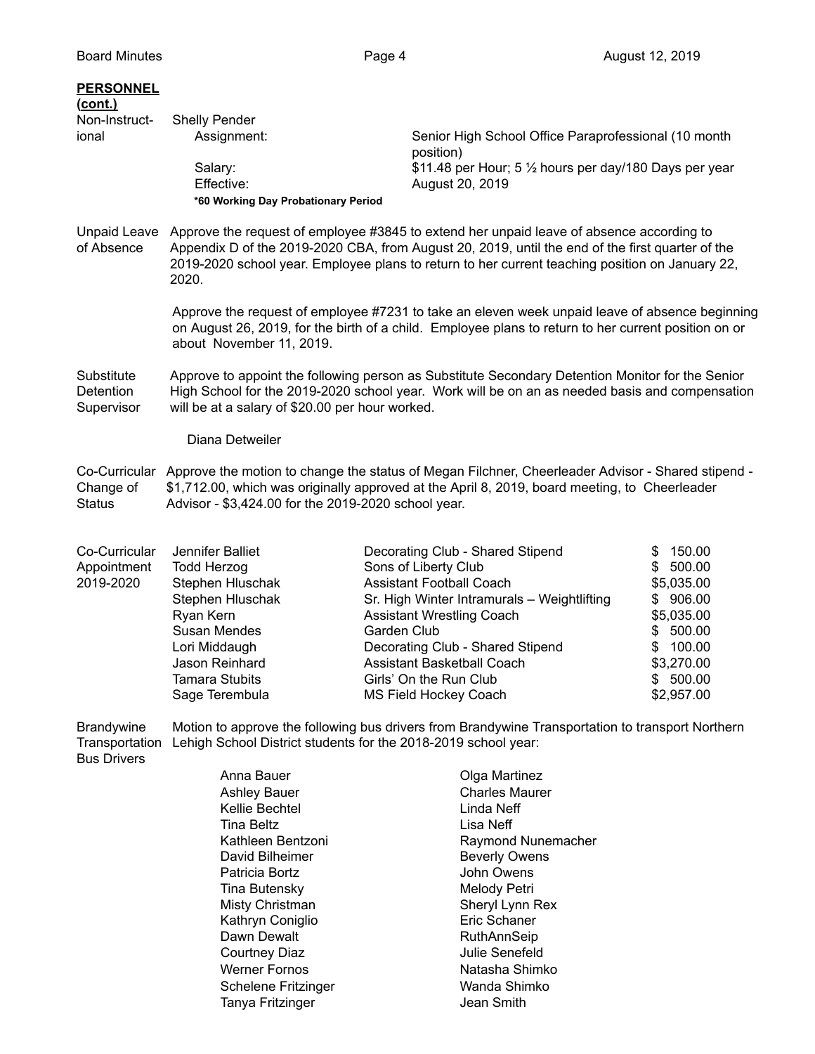**PERSONNEL (cont.)**

**Non-Instructional**

Shelly Pender

| | |
|---|---|
| Assignment: | Senior High School Office Paraprofessional (10 month position) |
| Salary: | $11.48 per Hour; 5 ½ hours per day/180 Days per year |
| Effective: | August 20, 2019 |

**\*60 Working Day Probationary Period**

**Unpaid Leave of Absence**

Approve the request of employee #3845 to extend her unpaid leave of absence according to Appendix D of the 2019-2020 CBA, from August 20, 2019, until the end of the first quarter of the 2019-2020 school year. Employee plans to return to her current teaching position on January 22, 2020.

Approve the request of employee #7231 to take an eleven week unpaid leave of absence beginning on August 26, 2019, for the birth of a child. Employee plans to return to her current position on or about November 11, 2019.

**Substitute Detention Supervisor**

Approve to appoint the following person as Substitute Secondary Detention Monitor for the Senior High School for the 2019-2020 school year. Work will be on an as needed basis and compensation will be at a salary of $20.00 per hour worked.

Diana Detweiler

**Co-Curricular Change of Status**

Approve the motion to change the status of Megan Filchner, Cheerleader Advisor - Shared stipend - $1,712.00, which was originally approved at the April 8, 2019, board meeting, to Cheerleader Advisor - $3,424.00 for the 2019-2020 school year.

**Co-Curricular Appointment 2019-2020**

| Name | Position | Stipend |
|---|---|---|
| Jennifer Balliet | Decorating Club - Shared Stipend | $ 150.00 |
| Todd Herzog | Sons of Liberty Club | $ 500.00 |
| Stephen Hluschak | Assistant Football Coach | $5,035.00 |
| Stephen Hluschak | Sr. High Winter Intramurals – Weightlifting | $ 906.00 |
| Ryan Kern | Assistant Wrestling Coach | $5,035.00 |
| Susan Mendes | Garden Club | $ 500.00 |
| Lori Middaugh | Decorating Club - Shared Stipend | $ 100.00 |
| Jason Reinhard | Assistant Basketball Coach | $3,270.00 |
| Tamara Stubits | Girls' On the Run Club | $ 500.00 |
| Sage Terembula | MS Field Hockey Coach | $2,957.00 |

**Brandywine Transportation Bus Drivers**

Motion to approve the following bus drivers from Brandywine Transportation to transport Northern Lehigh School District students for the 2018-2019 school year:

| | |
|---|---|
| Anna Bauer | Olga Martinez |
| Ashley Bauer | Charles Maurer |
| Kellie Bechtel | Linda Neff |
| Tina Beltz | Lisa Neff |
| Kathleen Bentzoni | Raymond Nunemacher |
| David Bilheimer | Beverly Owens |
| Patricia Bortz | John Owens |
| Tina Butensky | Melody Petri |
| Misty Christman | Sheryl Lynn Rex |
| Kathryn Coniglio | Eric Schaner |
| Dawn Dewalt | RuthAnnSeip |
| Courtney Diaz | Julie Senefeld |
| Werner Fornos | Natasha Shimko |
| Schelene Fritzinger | Wanda Shimko |
| Tanya Fritzinger | Jean Smith |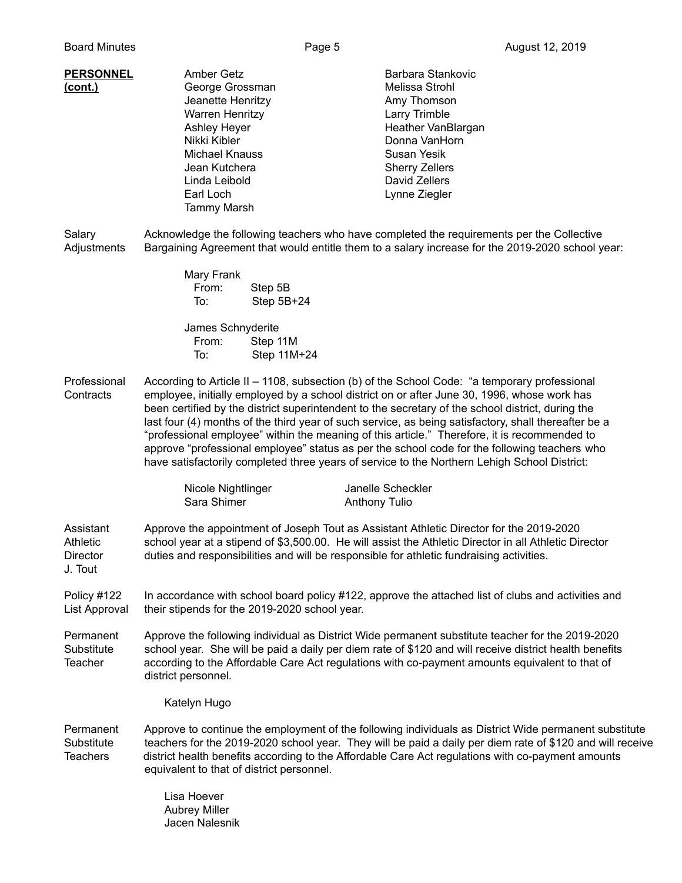**PERSONNEL (cont.)**

Amber Getz
George Grossman
Jeanette Henritzy
Warren Henritzy
Ashley Heyer
Nikki Kibler
Michael Knauss
Jean Kutchera
Linda Leibold
Earl Loch
Tammy Marsh
Barbara Stankovic
Melissa Strohl
Amy Thomson
Larry Trimble
Heather VanBlargan
Donna VanHorn
Susan Yesik
Sherry Zellers
David Zellers
Lynne Ziegler

**Salary Adjustments**

Acknowledge the following teachers who have completed the requirements per the Collective Bargaining Agreement that would entitle them to a salary increase for the 2019-2020 school year:

Mary Frank
From: Step 5B
To: Step 5B+24

James Schnyderite
From: Step 11M
To: Step 11M+24

**Professional Contracts**

According to Article II – 1108, subsection (b) of the School Code: "a temporary professional employee, initially employed by a school district on or after June 30, 1996, whose work has been certified by the district superintendent to the secretary of the school district, during the last four (4) months of the third year of such service, as being satisfactory, shall thereafter be a "professional employee" within the meaning of this article." Therefore, it is recommended to approve "professional employee" status as per the school code for the following teachers who have satisfactorily completed three years of service to the Northern Lehigh School District:

Nicole Nightlinger
Sara Shimer
Janelle Scheckler
Anthony Tulio

**Assistant Athletic Director J. Tout**

Approve the appointment of Joseph Tout as Assistant Athletic Director for the 2019-2020 school year at a stipend of $3,500.00. He will assist the Athletic Director in all Athletic Director duties and responsibilities and will be responsible for athletic fundraising activities.

**Policy #122 List Approval**

In accordance with school board policy #122, approve the attached list of clubs and activities and their stipends for the 2019-2020 school year.

**Permanent Substitute Teacher**

Approve the following individual as District Wide permanent substitute teacher for the 2019-2020 school year. She will be paid a daily per diem rate of $120 and will receive district health benefits according to the Affordable Care Act regulations with co-payment amounts equivalent to that of district personnel.

Katelyn Hugo

**Permanent Substitute Teachers**

Approve to continue the employment of the following individuals as District Wide permanent substitute teachers for the 2019-2020 school year. They will be paid a daily per diem rate of $120 and will receive district health benefits according to the Affordable Care Act regulations with co-payment amounts equivalent to that of district personnel.

Lisa Hoever
Aubrey Miller
Jacen Nalesnik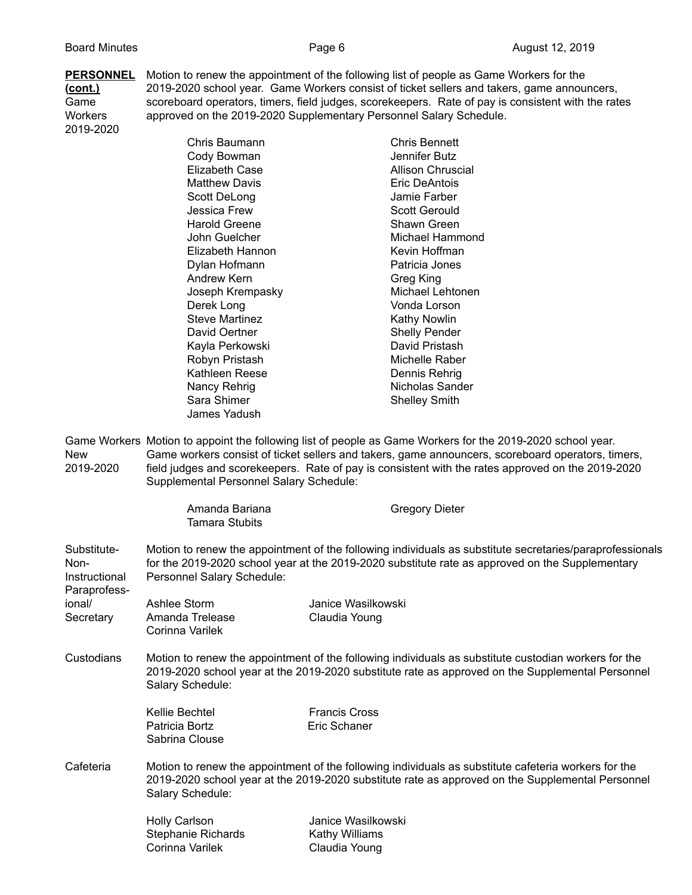**PERSONNEL (cont.)**

Game Workers 2019-2020

Motion to renew the appointment of the following list of people as Game Workers for the 2019-2020 school year. Game Workers consist of ticket sellers and takers, game announcers, scoreboard operators, timers, field judges, scorekeepers. Rate of pay is consistent with the rates approved on the 2019-2020 Supplementary Personnel Salary Schedule.

| | |
|---|---|
| Chris Baumann | Chris Bennett |
| Cody Bowman | Jennifer Butz |
| Elizabeth Case | Allison Chruscial |
| Matthew Davis | Eric DeAntois |
| Scott DeLong | Jamie Farber |
| Jessica Frew | Scott Gerould |
| Harold Greene | Shawn Green |
| John Guelcher | Michael Hammond |
| Elizabeth Hannon | Kevin Hoffman |
| Dylan Hofmann | Patricia Jones |
| Andrew Kern | Greg King |
| Joseph Krempasky | Michael Lehtonen |
| Derek Long | Vonda Lorson |
| Steve Martinez | Kathy Nowlin |
| David Oertner | Shelly Pender |
| Kayla Perkowski | David Pristash |
| Robyn Pristash | Michelle Raber |
| Kathleen Reese | Dennis Rehrig |
| Nancy Rehrig | Nicholas Sander |
| Sara Shimer | Shelley Smith |
| James Yadush | |

Game Workers New 2019-2020

Motion to appoint the following list of people as Game Workers for the 2019-2020 school year. Game workers consist of ticket sellers and takers, game announcers, scoreboard operators, timers, field judges and scorekeepers. Rate of pay is consistent with the rates approved on the 2019-2020 Supplemental Personnel Salary Schedule:

| | |
|---|---|
| Amanda Bariana | Gregory Dieter |
| Tamara Stubits | |

Substitute-Non-Instructional Paraprofessional/ Secretary

Motion to renew the appointment of the following individuals as substitute secretaries/paraprofessionals for the 2019-2020 school year at the 2019-2020 substitute rate as approved on the Supplementary Personnel Salary Schedule:

| | |
|---|---|
| Ashlee Storm | Janice Wasilkowski |
| Amanda Trelease | Claudia Young |
| Corinna Varilek | |

Custodians

Motion to renew the appointment of the following individuals as substitute custodian workers for the 2019-2020 school year at the 2019-2020 substitute rate as approved on the Supplemental Personnel Salary Schedule:

| | |
|---|---|
| Kellie Bechtel | Francis Cross |
| Patricia Bortz | Eric Schaner |
| Sabrina Clouse | |

Cafeteria

Motion to renew the appointment of the following individuals as substitute cafeteria workers for the 2019-2020 school year at the 2019-2020 substitute rate as approved on the Supplemental Personnel Salary Schedule:

| | |
|---|---|
| Holly Carlson | Janice Wasilkowski |
| Stephanie Richards | Kathy Williams |
| Corinna Varilek | Claudia Young |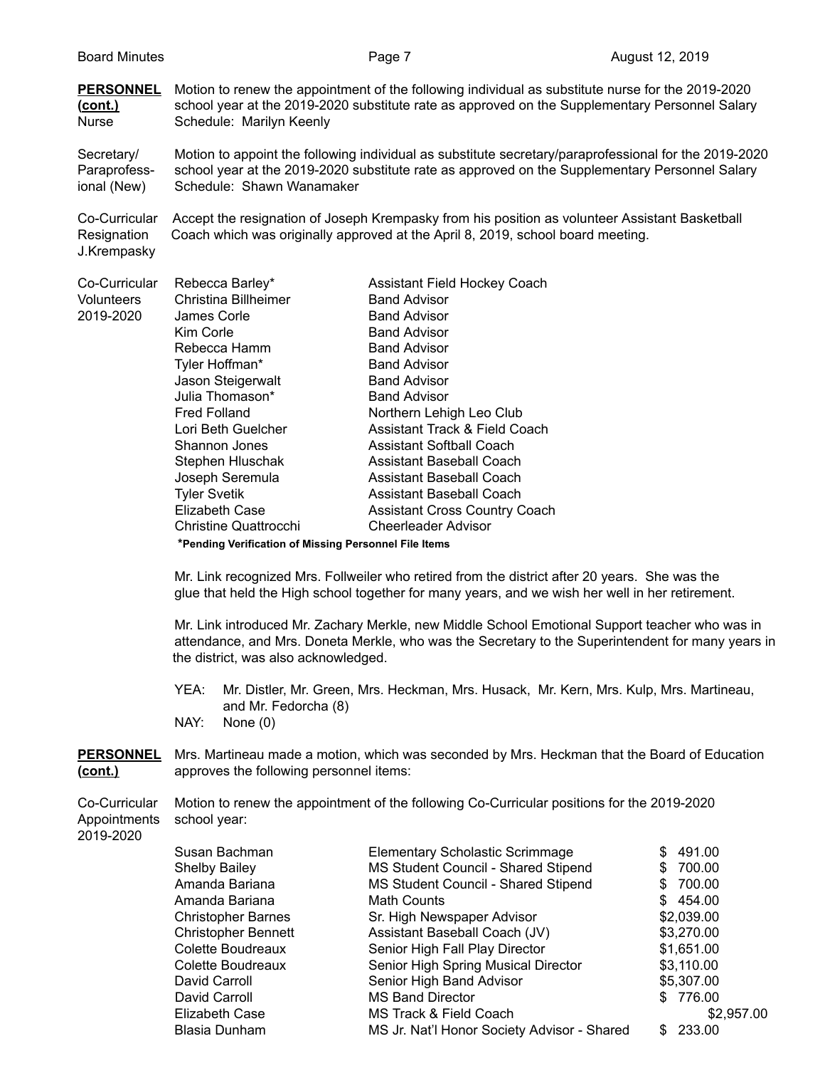**PERSONNEL (cont.)**

Nurse

Motion to renew the appointment of the following individual as substitute nurse for the 2019-2020 school year at the 2019-2020 substitute rate as approved on the Supplementary Personnel Salary Schedule: Marilyn Keenly

Secretary/ Paraprofessional (New)

Motion to appoint the following individual as substitute secretary/paraprofessional for the 2019-2020 school year at the 2019-2020 substitute rate as approved on the Supplementary Personnel Salary Schedule: Shawn Wanamaker

Co-Curricular Resignation J.Krempasky

Accept the resignation of Joseph Krempasky from his position as volunteer Assistant Basketball Coach which was originally approved at the April 8, 2019, school board meeting.

Co-Curricular Volunteers 2019-2020

| Name | Position |
|---|---|
| Rebecca Barley* | Assistant Field Hockey Coach |
| Christina Billheimer | Band Advisor |
| James Corle | Band Advisor |
| Kim Corle | Band Advisor |
| Rebecca Hamm | Band Advisor |
| Tyler Hoffman* | Band Advisor |
| Jason Steigerwalt | Band Advisor |
| Julia Thomason* | Band Advisor |
| Fred Folland | Northern Lehigh Leo Club |
| Lori Beth Guelcher | Assistant Track & Field Coach |
| Shannon Jones | Assistant Softball Coach |
| Stephen Hluschak | Assistant Baseball Coach |
| Joseph Seremula | Assistant Baseball Coach |
| Tyler Svetik | Assistant Baseball Coach |
| Elizabeth Case | Assistant Cross Country Coach |
| Christine Quattrocchi | Cheerleader Advisor |

***Pending Verification of Missing Personnel File Items**

Mr. Link recognized Mrs. Follweiler who retired from the district after 20 years. She was the glue that held the High school together for many years, and we wish her well in her retirement.

Mr. Link introduced Mr. Zachary Merkle, new Middle School Emotional Support teacher who was in attendance, and Mrs. Doneta Merkle, who was the Secretary to the Superintendent for many years in the district, was also acknowledged.

YEA: Mr. Distler, Mr. Green, Mrs. Heckman, Mrs. Husack, Mr. Kern, Mrs. Kulp, Mrs. Martineau, and Mr. Fedorcha (8)
NAY: None (0)

**PERSONNEL (cont.)**

Mrs. Martineau made a motion, which was seconded by Mrs. Heckman that the Board of Education approves the following personnel items:

Co-Curricular Appointments 2019-2020

Motion to renew the appointment of the following Co-Curricular positions for the 2019-2020 school year:

| Name | Position | Stipend |
|---|---|---|
| Susan Bachman | Elementary Scholastic Scrimmage | $ 491.00 |
| Shelby Bailey | MS Student Council - Shared Stipend | $ 700.00 |
| Amanda Bariana | MS Student Council - Shared Stipend | $ 700.00 |
| Amanda Bariana | Math Counts | $ 454.00 |
| Christopher Barnes | Sr. High Newspaper Advisor | $2,039.00 |
| Christopher Bennett | Assistant Baseball Coach (JV) | $3,270.00 |
| Colette Boudreaux | Senior High Fall Play Director | $1,651.00 |
| Colette Boudreaux | Senior High Spring Musical Director | $3,110.00 |
| David Carroll | Senior High Band Advisor | $5,307.00 |
| David Carroll | MS Band Director | $ 776.00 |
| Elizabeth Case | MS Track & Field Coach | $2,957.00 |
| Blasia Dunham | MS Jr. Nat'l Honor Society Advisor - Shared | $ 233.00 |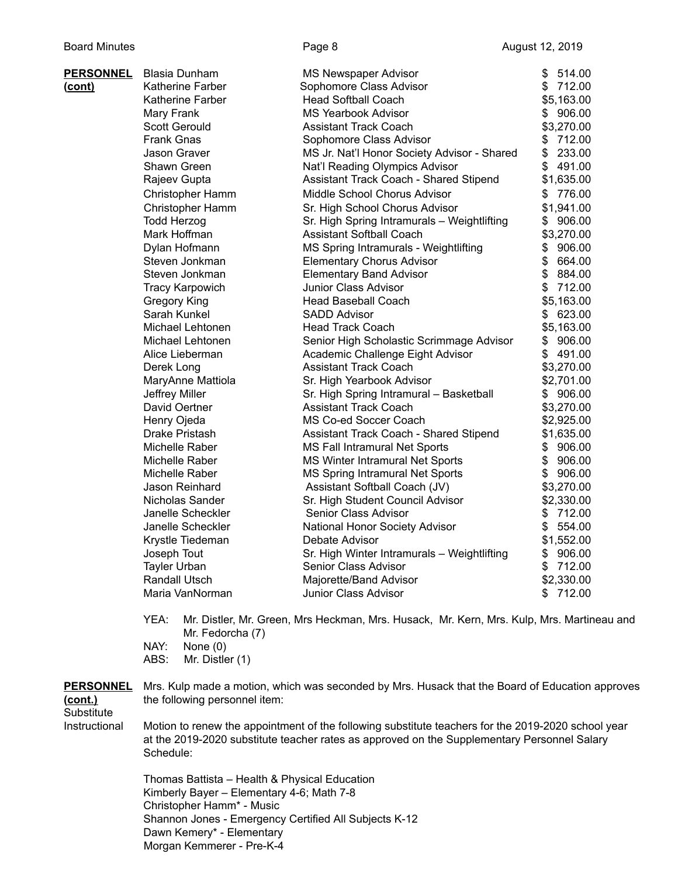**PERSONNEL (cont)**

| Name | Position | Stipend |
|---|---|---|
| Blasia Dunham | MS Newspaper Advisor | $ 514.00 |
| Katherine Farber | Sophomore Class Advisor | $ 712.00 |
| Katherine Farber | Head Softball Coach | $5,163.00 |
| Mary Frank | MS Yearbook Advisor | $ 906.00 |
| Scott Gerould | Assistant Track Coach | $3,270.00 |
| Frank Gnas | Sophomore Class Advisor | $ 712.00 |
| Jason Graver | MS Jr. Nat'l Honor Society Advisor - Shared | $ 233.00 |
| Shawn Green | Nat'l Reading Olympics Advisor | $ 491.00 |
| Rajeev Gupta | Assistant Track Coach - Shared Stipend | $1,635.00 |
| Christopher Hamm | Middle School Chorus Advisor | $ 776.00 |
| Christopher Hamm | Sr. High School Chorus Advisor | $1,941.00 |
| Todd Herzog | Sr. High Spring Intramurals – Weightlifting | $ 906.00 |
| Mark Hoffman | Assistant Softball Coach | $3,270.00 |
| Dylan Hofmann | MS Spring Intramurals - Weightlifting | $ 906.00 |
| Steven Jonkman | Elementary Chorus Advisor | $ 664.00 |
| Steven Jonkman | Elementary Band Advisor | $ 884.00 |
| Tracy Karpowich | Junior Class Advisor | $ 712.00 |
| Gregory King | Head Baseball Coach | $5,163.00 |
| Sarah Kunkel | SADD Advisor | $ 623.00 |
| Michael Lehtonen | Head Track Coach | $5,163.00 |
| Michael Lehtonen | Senior High Scholastic Scrimmage Advisor | $ 906.00 |
| Alice Lieberman | Academic Challenge Eight Advisor | $ 491.00 |
| Derek Long | Assistant Track Coach | $3,270.00 |
| MaryAnne Mattiola | Sr. High Yearbook Advisor | $2,701.00 |
| Jeffrey Miller | Sr. High Spring Intramural – Basketball | $ 906.00 |
| David Oertner | Assistant Track Coach | $3,270.00 |
| Henry Ojeda | MS Co-ed Soccer Coach | $2,925.00 |
| Drake Pristash | Assistant Track Coach - Shared Stipend | $1,635.00 |
| Michelle Raber | MS Fall Intramural Net Sports | $ 906.00 |
| Michelle Raber | MS Winter Intramural Net Sports | $ 906.00 |
| Michelle Raber | MS Spring Intramural Net Sports | $ 906.00 |
| Jason Reinhard | Assistant Softball Coach (JV) | $3,270.00 |
| Nicholas Sander | Sr. High Student Council Advisor | $2,330.00 |
| Janelle Scheckler | Senior Class Advisor | $ 712.00 |
| Janelle Scheckler | National Honor Society Advisor | $ 554.00 |
| Krystle Tiedeman | Debate Advisor | $1,552.00 |
| Joseph Tout | Sr. High Winter Intramurals – Weightlifting | $ 906.00 |
| Tayler Urban | Senior Class Advisor | $ 712.00 |
| Randall Utsch | Majorette/Band Advisor | $2,330.00 |
| Maria VanNorman | Junior Class Advisor | $ 712.00 |

YEA: Mr. Distler, Mr. Green, Mrs Heckman, Mrs. Husack, Mr. Kern, Mrs. Kulp, Mrs. Martineau and Mr. Fedorcha (7)
NAY: None (0)
ABS: Mr. Distler (1)

**PERSONNEL (cont.)**
Substitute Instructional

Mrs. Kulp made a motion, which was seconded by Mrs. Husack that the Board of Education approves the following personnel item:

Motion to renew the appointment of the following substitute teachers for the 2019-2020 school year at the 2019-2020 substitute teacher rates as approved on the Supplementary Personnel Salary Schedule:

Thomas Battista – Health & Physical Education
Kimberly Bayer – Elementary 4-6; Math 7-8
Christopher Hamm* - Music
Shannon Jones - Emergency Certified All Subjects K-12
Dawn Kemery* - Elementary
Morgan Kemmerer - Pre-K-4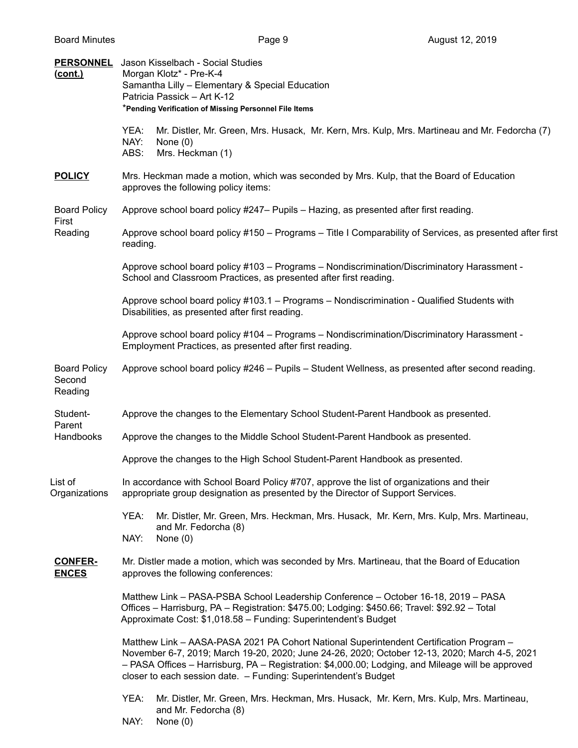**PERSONNEL (cont.)**

Jason Kisselbach - Social Studies
Morgan Klotz* - Pre-K-4
Samantha Lilly – Elementary & Special Education
Patricia Passick – Art K-12
*Pending Verification of Missing Personnel File Items

YEA: Mr. Distler, Mr. Green, Mrs. Husack, Mr. Kern, Mrs. Kulp, Mrs. Martineau and Mr. Fedorcha (7)
NAY: None (0)
ABS: Mrs. Heckman (1)

**POLICY**

Mrs. Heckman made a motion, which was seconded by Mrs. Kulp, that the Board of Education approves the following policy items:

Board Policy First Reading

Approve school board policy #247– Pupils – Hazing, as presented after first reading.

Approve school board policy #150 – Programs – Title I Comparability of Services, as presented after first reading.

Approve school board policy #103 – Programs – Nondiscrimination/Discriminatory Harassment - School and Classroom Practices, as presented after first reading.

Approve school board policy #103.1 – Programs – Nondiscrimination - Qualified Students with Disabilities, as presented after first reading.

Approve school board policy #104 – Programs – Nondiscrimination/Discriminatory Harassment - Employment Practices, as presented after first reading.

Board Policy Second Reading

Approve school board policy #246 – Pupils – Student Wellness, as presented after second reading.

Student-Parent Handbooks

Approve the changes to the Elementary School Student-Parent Handbook as presented.

Approve the changes to the Middle School Student-Parent Handbook as presented.

Approve the changes to the High School Student-Parent Handbook as presented.

List of Organizations

In accordance with School Board Policy #707, approve the list of organizations and their appropriate group designation as presented by the Director of Support Services.

YEA: Mr. Distler, Mr. Green, Mrs. Heckman, Mrs. Husack, Mr. Kern, Mrs. Kulp, Mrs. Martineau, and Mr. Fedorcha (8)
NAY: None (0)

**CONFERENCES**

Mr. Distler made a motion, which was seconded by Mrs. Martineau, that the Board of Education approves the following conferences:

Matthew Link – PASA-PSBA School Leadership Conference – October 16-18, 2019 – PASA Offices – Harrisburg, PA – Registration: $475.00; Lodging: $450.66; Travel: $92.92 – Total Approximate Cost: $1,018.58 – Funding: Superintendent's Budget

Matthew Link – AASA-PASA 2021 PA Cohort National Superintendent Certification Program – November 6-7, 2019; March 19-20, 2020; June 24-26, 2020; October 12-13, 2020; March 4-5, 2021 – PASA Offices – Harrisburg, PA – Registration: $4,000.00; Lodging, and Mileage will be approved closer to each session date. – Funding: Superintendent's Budget

YEA: Mr. Distler, Mr. Green, Mrs. Heckman, Mrs. Husack, Mr. Kern, Mrs. Kulp, Mrs. Martineau, and Mr. Fedorcha (8)
NAY: None (0)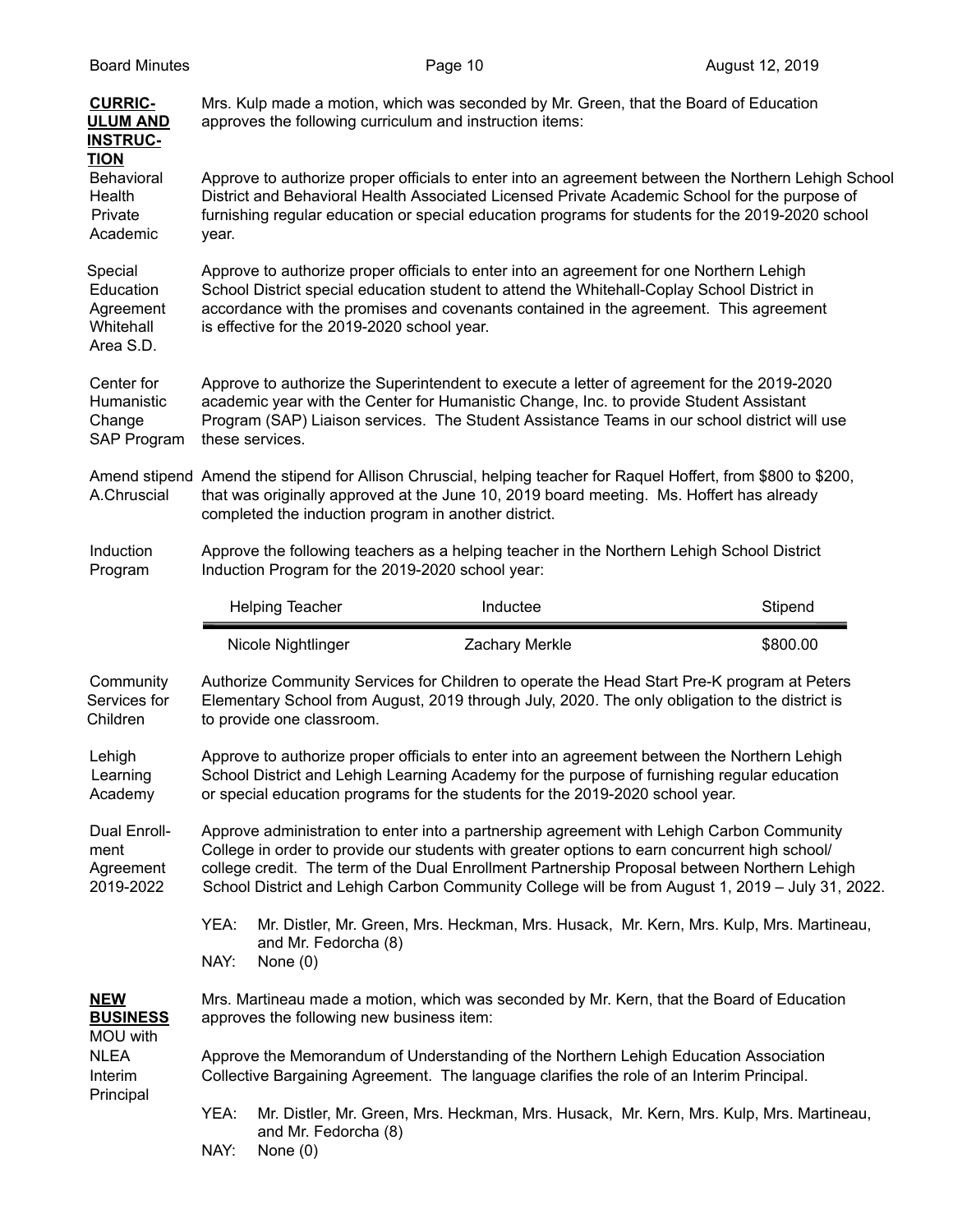**CURRICULUM AND INSTRUCTION**

Mrs. Kulp made a motion, which was seconded by Mr. Green, that the Board of Education approves the following curriculum and instruction items:

**Behavioral Health Private Academic**

Approve to authorize proper officials to enter into an agreement between the Northern Lehigh School District and Behavioral Health Associated Licensed Private Academic School for the purpose of furnishing regular education or special education programs for students for the 2019-2020 school year.

**Special Education Agreement Whitehall Area S.D.**

Approve to authorize proper officials to enter into an agreement for one Northern Lehigh School District special education student to attend the Whitehall-Coplay School District in accordance with the promises and covenants contained in the agreement. This agreement is effective for the 2019-2020 school year.

**Center for Humanistic Change SAP Program**

Approve to authorize the Superintendent to execute a letter of agreement for the 2019-2020 academic year with the Center for Humanistic Change, Inc. to provide Student Assistant Program (SAP) Liaison services. The Student Assistance Teams in our school district will use these services.

**Amend stipend A.Chruscial**

Amend the stipend for Allison Chruscial, helping teacher for Raquel Hoffert, from $800 to $200, that was originally approved at the June 10, 2019 board meeting. Ms. Hoffert has already completed the induction program in another district.

**Induction Program**

Approve the following teachers as a helping teacher in the Northern Lehigh School District Induction Program for the 2019-2020 school year:

| Helping Teacher | Inductee | Stipend |
|---|---|---|
| Nicole Nightlinger | Zachary Merkle | $800.00 |

**Community Services for Children**

Authorize Community Services for Children to operate the Head Start Pre-K program at Peters Elementary School from August, 2019 through July, 2020. The only obligation to the district is to provide one classroom.

**Lehigh Learning Academy**

Approve to authorize proper officials to enter into an agreement between the Northern Lehigh School District and Lehigh Learning Academy for the purpose of furnishing regular education or special education programs for the students for the 2019-2020 school year.

**Dual Enrollment Agreement 2019-2022**

Approve administration to enter into a partnership agreement with Lehigh Carbon Community College in order to provide our students with greater options to earn concurrent high school/ college credit. The term of the Dual Enrollment Partnership Proposal between Northern Lehigh School District and Lehigh Carbon Community College will be from August 1, 2019 – July 31, 2022.

YEA: Mr. Distler, Mr. Green, Mrs. Heckman, Mrs. Husack, Mr. Kern, Mrs. Kulp, Mrs. Martineau, and Mr. Fedorcha (8)
NAY: None (0)

**NEW BUSINESS**

Mrs. Martineau made a motion, which was seconded by Mr. Kern, that the Board of Education approves the following new business item:

**MOU with NLEA Interim Principal**

Approve the Memorandum of Understanding of the Northern Lehigh Education Association Collective Bargaining Agreement. The language clarifies the role of an Interim Principal.

YEA: Mr. Distler, Mr. Green, Mrs. Heckman, Mrs. Husack, Mr. Kern, Mrs. Kulp, Mrs. Martineau, and Mr. Fedorcha (8)
NAY: None (0)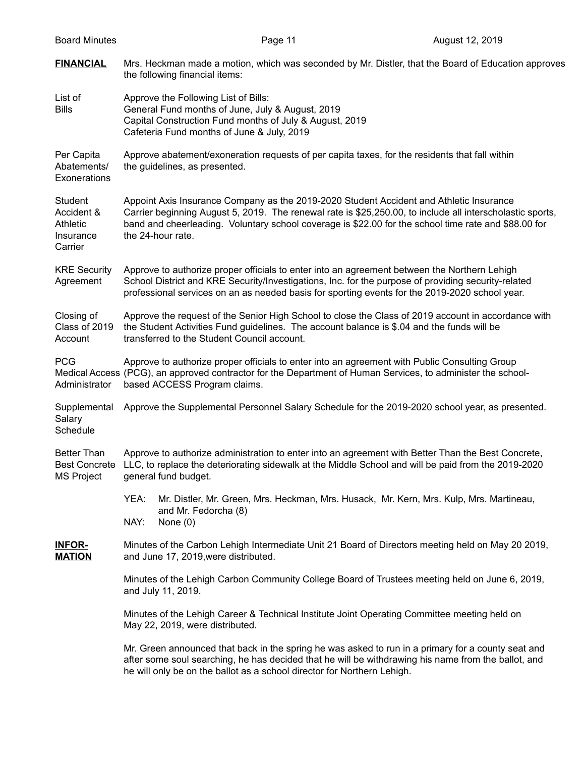**FINANCIAL** Mrs. Heckman made a motion, which was seconded by Mr. Distler, that the Board of Education approves the following financial items:

List of Bills — Approve the Following List of Bills:
General Fund months of June, July & August, 2019
Capital Construction Fund months of July & August, 2019
Cafeteria Fund months of June & July, 2019

Per Capita Abatements/ Exonerations — Approve abatement/exoneration requests of per capita taxes, for the residents that fall within the guidelines, as presented.

Student Accident & Athletic Insurance Carrier — Appoint Axis Insurance Company as the 2019-2020 Student Accident and Athletic Insurance Carrier beginning August 5, 2019. The renewal rate is $25,250.00, to include all interscholastic sports, band and cheerleading. Voluntary school coverage is $22.00 for the school time rate and $88.00 for the 24-hour rate.

KRE Security Agreement — Approve to authorize proper officials to enter into an agreement between the Northern Lehigh School District and KRE Security/Investigations, Inc. for the purpose of providing security-related professional services on an as needed basis for sporting events for the 2019-2020 school year.

Closing of Class of 2019 Account — Approve the request of the Senior High School to close the Class of 2019 account in accordance with the Student Activities Fund guidelines. The account balance is $.04 and the funds will be transferred to the Student Council account.

PCG Medical Access Administrator — Approve to authorize proper officials to enter into an agreement with Public Consulting Group (PCG), an approved contractor for the Department of Human Services, to administer the school-based ACCESS Program claims.

Supplemental Salary Schedule — Approve the Supplemental Personnel Salary Schedule for the 2019-2020 school year, as presented.

Better Than Best Concrete MS Project — Approve to authorize administration to enter into an agreement with Better Than the Best Concrete, LLC, to replace the deteriorating sidewalk at the Middle School and will be paid from the 2019-2020 general fund budget.

YEA: Mr. Distler, Mr. Green, Mrs. Heckman, Mrs. Husack, Mr. Kern, Mrs. Kulp, Mrs. Martineau, and Mr. Fedorcha (8)
NAY: None (0)

**INFORMATION** Minutes of the Carbon Lehigh Intermediate Unit 21 Board of Directors meeting held on May 20 2019, and June 17, 2019,were distributed.

Minutes of the Lehigh Carbon Community College Board of Trustees meeting held on June 6, 2019, and July 11, 2019.

Minutes of the Lehigh Career & Technical Institute Joint Operating Committee meeting held on May 22, 2019, were distributed.

Mr. Green announced that back in the spring he was asked to run in a primary for a county seat and after some soul searching, he has decided that he will be withdrawing his name from the ballot, and he will only be on the ballot as a school director for Northern Lehigh.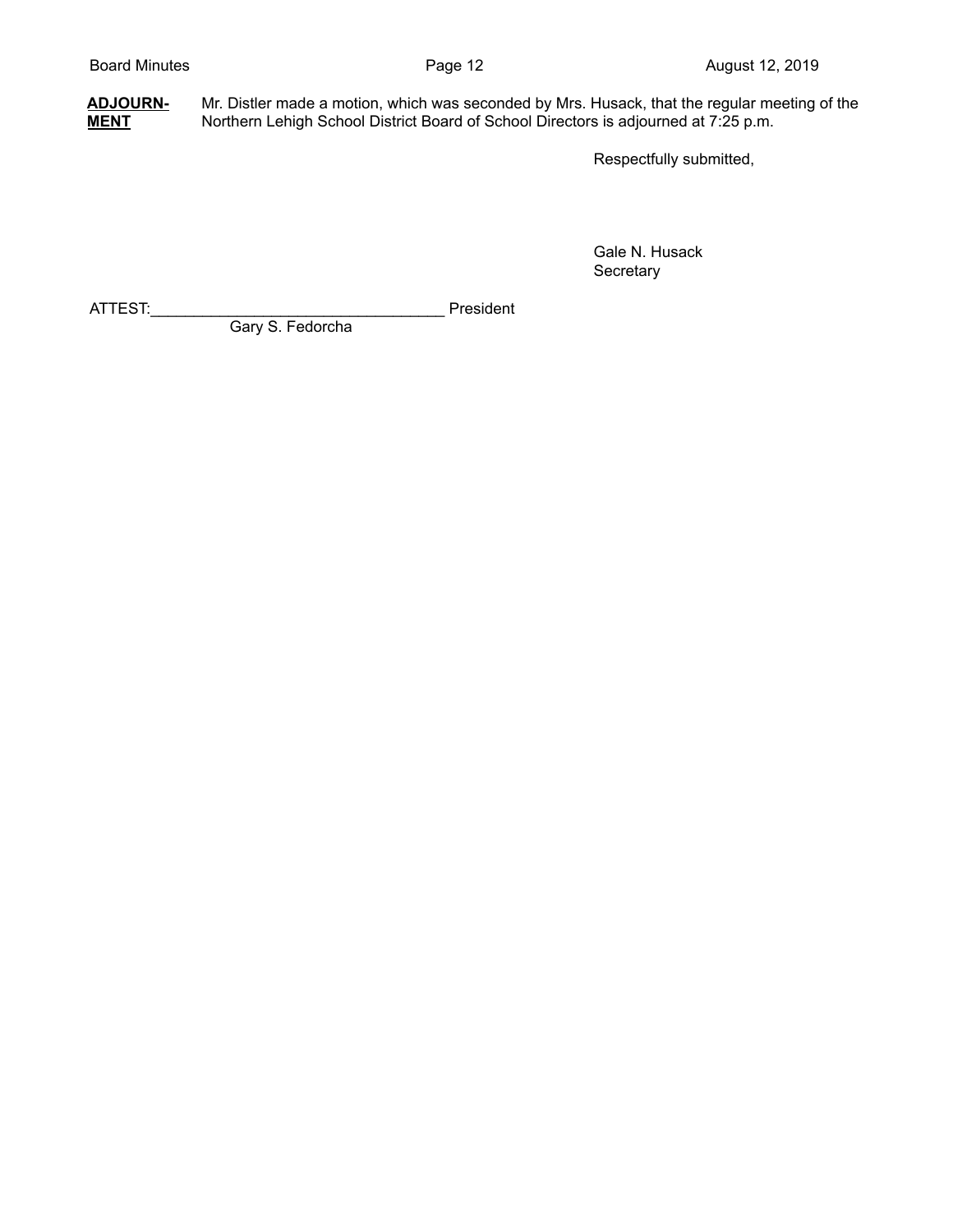**ADJOURNMENT** Mr. Distler made a motion, which was seconded by Mrs. Husack, that the regular meeting of the Northern Lehigh School District Board of School Directors is adjourned at 7:25 p.m.

Respectfully submitted,

Gale N. Husack
Secretary

ATTEST:_________________________________ President
Gary S. Fedorcha